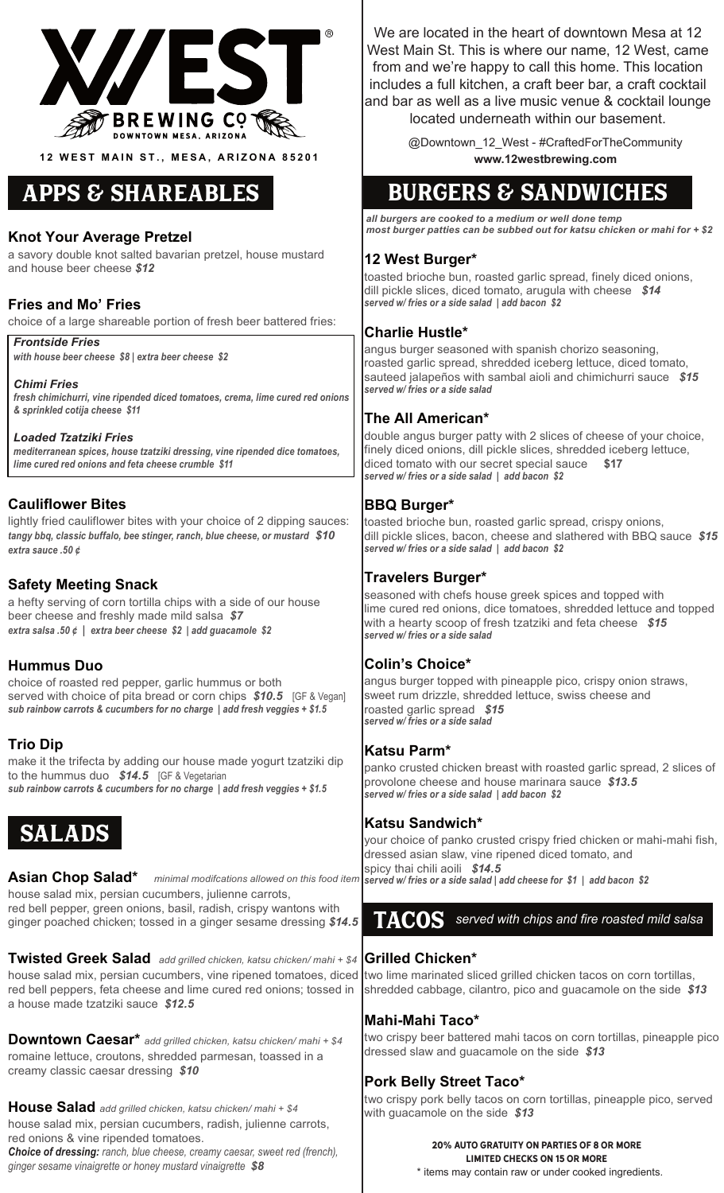# 12 WEST BREWING CO.

DOWNTOWN MESA, ARIZONA

**12 WEST MAIN ST., MESA, ARIZONA 85201**

## APPS & SHAREABLES

### Knot Your Average Pretzel

a savory double knot salted bavarian pretzel, house mustard and house beer cheese *$12*

### Fries and Mo' Fries

choice of a large shareable portion of fresh beer battered fries:

*Frontside Fries*
*with house beer cheese $8 | extra beer cheese $2*

*Chimi Fries*
*fresh chimichurri, vine ripended diced tomatoes, crema, lime cured red onions & sprinkled cotija cheese $11*

*Loaded Tzatziki Fries*
*mediterranean spices, house tzatziki dressing, vine ripended dice tomatoes, lime cured red onions and feta cheese crumble $11*

### Cauliflower Bites

lightly fried cauliflower bites with your choice of 2 dipping sauces: *tangy bbq, classic buffalo, bee stinger, ranch, blue cheese, or mustard $10*
*extra sauce .50 ¢*

### Safety Meeting Snack

a hefty serving of corn tortilla chips with a side of our house beer cheese and freshly made mild salsa *$7*
*extra salsa .50 ¢ | extra beer cheese $2 | add guacamole $2*

### Hummus Duo

choice of roasted red pepper, garlic hummus or both served with choice of pita bread or corn chips *$10.5* [GF & Vegan]
*sub rainbow carrots & cucumbers for no charge | add fresh veggies + $1.5*

### Trio Dip

make it the trifecta by adding our house made yogurt tzatziki dip to the hummus duo *$14.5* [GF & Vegetarian
*sub rainbow carrots & cucumbers for no charge | add fresh veggies + $1.5*

## SALADS

### Asian Chop Salad*

*minimal modifcations allowed on this food item*

house salad mix, persian cucumbers, julienne carrots, red bell pepper, green onions, basil, radish, crispy wantons with ginger poached chicken; tossed in a ginger sesame dressing *$14.5*

### Twisted Greek Salad

*add grilled chicken, katsu chicken/ mahi + $4*

house salad mix, persian cucumbers, vine ripened tomatoes, diced red bell peppers, feta cheese and lime cured red onions; tossed in a house made tzatziki sauce *$12.5*

### Downtown Caesar*

*add grilled chicken, katsu chicken/ mahi + $4*

romaine lettuce, croutons, shredded parmesan, toassed in a creamy classic caesar dressing *$10*

### House Salad

*add grilled chicken, katsu chicken/ mahi + $4*

house salad mix, persian cucumbers, radish, julienne carrots, red onions & vine ripended tomatoes.
***Choice of dressing:*** *ranch, blue cheese, creamy caesar, sweet red (french), ginger sesame vinaigrette or honey mustard vinaigrette $8*

---

We are located in the heart of downtown Mesa at 12 West Main St. This is where our name, 12 West, came from and we're happy to call this home. This location includes a full kitchen, a craft beer bar, a craft cocktail and bar as well as a live music venue & cocktail lounge located underneath within our basement.

@Downtown_12_West - #CraftedForTheCommunity
**www.12westbrewing.com**

## BURGERS & SANDWICHES

*all burgers are cooked to a medium or well done temp*
*most burger patties can be subbed out for katsu chicken or mahi for + $2*

### 12 West Burger*

toasted brioche bun, roasted garlic spread, finely diced onions, dill pickle slices, diced tomato, arugula with cheese *$14*
*served w/ fries or a side salad | add bacon $2*

### Charlie Hustle*

angus burger seasoned with spanish chorizo seasoning, roasted garlic spread, shredded iceberg lettuce, diced tomato, sauteed jalapeños with sambal aioli and chimichurri sauce *$15*
*served w/ fries or a side salad*

### The All American*

double angus burger patty with 2 slices of cheese of your choice, finely diced onions, dill pickle slices, shredded iceberg lettuce, diced tomato with our secret special sauce **$17**
*served w/ fries or a side salad | add bacon $2*

### BBQ Burger*

toasted brioche bun, roasted garlic spread, crispy onions, dill pickle slices, bacon, cheese and slathered with BBQ sauce *$15*
*served w/ fries or a side salad | add bacon $2*

### Travelers Burger*

seasoned with chefs house greek spices and topped with lime cured red onions, dice tomatoes, shredded lettuce and topped with a hearty scoop of fresh tzatziki and feta cheese *$15*
*served w/ fries or a side salad*

### Colin's Choice*

angus burger topped with pineapple pico, crispy onion straws, sweet rum drizzle, shredded lettuce, swiss cheese and roasted garlic spread *$15*
*served w/ fries or a side salad*

### Katsu Parm*

panko crusted chicken breast with roasted garlic spread, 2 slices of provolone cheese and house marinara sauce *$13.5*
*served w/ fries or a side salad | add bacon $2*

### Katsu Sandwich*

your choice of panko crusted crispy fried chicken or mahi-mahi fish, dressed asian slaw, vine ripened diced tomato, and spicy thai chili aioli *$14.5*
*served w/ fries or a side salad | add cheese for $1 | add bacon $2*

## TACOS

*served with chips and fire roasted mild salsa*

### Grilled Chicken*

two lime marinated sliced grilled chicken tacos on corn tortillas, shredded cabbage, cilantro, pico and guacamole on the side *$13*

### Mahi-Mahi Taco*

two crispy beer battered mahi tacos on corn tortillas, pineapple pico dressed slaw and guacamole on the side *$13*

### Pork Belly Street Taco*

two crispy pork belly tacos on corn tortillas, pineapple pico, served with guacamole on the side *$13*

**20% AUTO GRATUITY ON PARTIES OF 8 OR MORE**
**LIMITED CHECKS ON 15 OR MORE**
* items may contain raw or under cooked ingredients.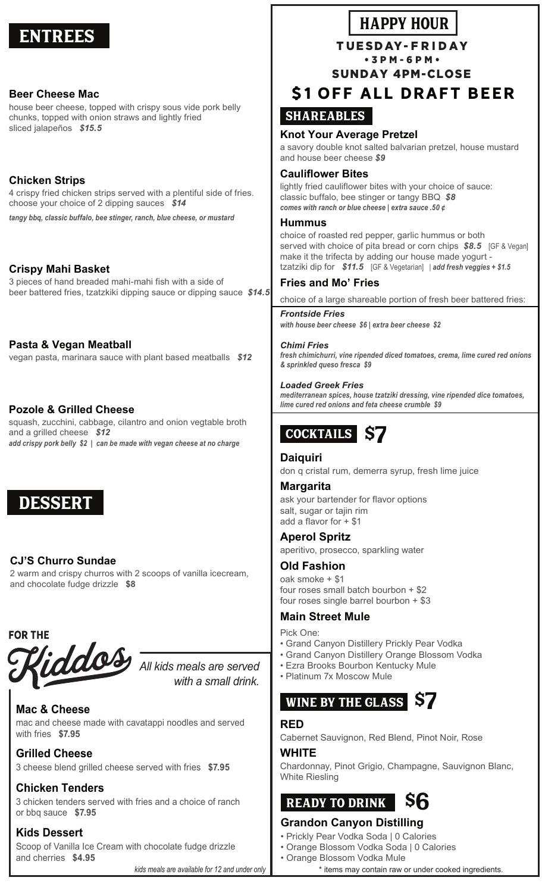# ENTREES

### Beer Cheese Mac

house beer cheese, topped with crispy sous vide pork belly chunks, topped with onion straws and lightly fried sliced jalapeños *$15.5*

### Chicken Strips

4 crispy fried chicken strips served with a plentiful side of fries. choose your choice of 2 dipping sauces *$14*

*tangy bbq, classic buffalo, bee stinger, ranch, blue cheese, or mustard*

### Crispy Mahi Basket

3 pieces of hand breaded mahi-mahi fish with a side of beer battered fries, tzatzkiki dipping sauce or dipping sauce *$14.5*

### Pasta & Vegan Meatball

vegan pasta, marinara sauce with plant based meatballs *$12*

### Pozole & Grilled Cheese

squash, zucchini, cabbage, cilantro and onion vegtable broth and a grilled cheese *$12*

*add crispy pork belly $2 | can be made with vegan cheese at no charge*

# DESSERT

### CJ'S Churro Sundae

2 warm and crispy churros with 2 scoops of vanilla icecream, and chocolate fudge drizzle **$8**

# FOR THE Kiddos

*All kids meals are served with a small drink.*

### Mac & Cheese

mac and cheese made with cavatappi noodles and served with fries **$7.95**

### Grilled Cheese

3 cheese blend grilled cheese served with fries **$7.95**

### Chicken Tenders

3 chicken tenders served with fries and a choice of ranch or bbq sauce **$7.95**

### Kids Dessert

Scoop of Vanilla Ice Cream with chocolate fudge drizzle and cherries **$4.95**

*kids meals are available for 12 and under only*

# HAPPY HOUR

**TUESDAY-FRIDAY**
**• 3PM-6PM •**
**SUNDAY 4PM-CLOSE**

## $1 OFF ALL DRAFT BEER

## SHAREABLES

### Knot Your Average Pretzel

a savory double knot salted balvarian pretzel, house mustard and house beer cheese *$9*

### Cauliflower Bites

lightly fried cauliflower bites with your choice of sauce: classic buffalo, bee stinger or tangy BBQ *$8*

*comes with ranch or blue cheese | extra sauce .50 ¢*

### Hummus

choice of roasted red pepper, garlic hummus or both served with choice of pita bread or corn chips *$8.5* [GF & Vegan] make it the trifecta by adding our house made yogurt - tzatziki dip for *$11.5* [GF & Vegetarian] | *add fresh veggies + $1.5*

### Fries and Mo' Fries

choice of a large shareable portion of fresh beer battered fries:

***Frontside Fries***
*with house beer cheese $6 | extra beer cheese $2*

***Chimi Fries***
*fresh chimichurri, vine ripended diced tomatoes, crema, lime cured red onions & sprinkled queso fresca $9*

***Loaded Greek Fries***
*mediterranean spices, house tzatziki dressing, vine ripended dice tomatoes, lime cured red onions and feta cheese crumble $9*

## COCKTAILS $7

### Daiquiri

don q cristal rum, demerra syrup, fresh lime juice

### Margarita

ask your bartender for flavor options
salt, sugar or tajin rim
add a flavor for + $1

### Aperol Spritz

aperitivo, prosecco, sparkling water

### Old Fashion

oak smoke + $1
four roses small batch bourbon + $2
four roses single barrel bourbon + $3

### Main Street Mule

Pick One:

- Grand Canyon Distillery Prickly Pear Vodka
- Grand Canyon Distillery Orange Blossom Vodka
- Ezra Brooks Bourbon Kentucky Mule
- Platinum 7x Moscow Mule

## WINE BY THE GLASS $7

### RED

Cabernet Sauvignon, Red Blend, Pinot Noir, Rose

### WHITE

Chardonnay, Pinot Grigio, Champagne, Sauvignon Blanc, White Riesling

## READY TO DRINK $6

### Grandon Canyon Distilling

- Prickly Pear Vodka Soda | 0 Calories
- Orange Blossom Vodka Soda | 0 Calories
- Orange Blossom Vodka Mule

\* items may contain raw or under cooked ingredients.